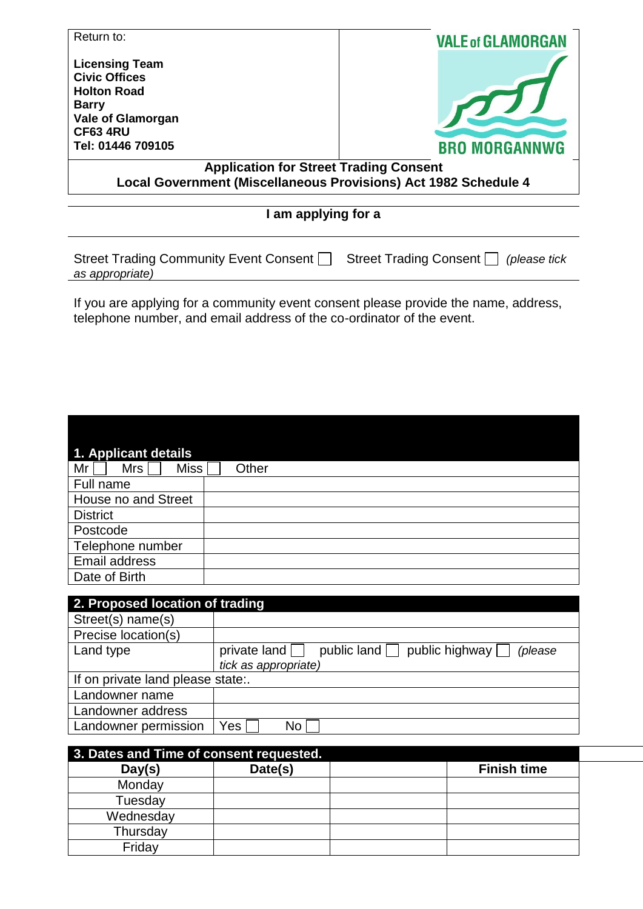Return to:

**Licensing Team**
**Civic Offices**
**Holton Road**
**Barry**
**Vale of Glamorgan**
**CF63 4RU**
**Tel: 01446 709105**

VALE of GLAMORGAN
BRO MORGANNWG

**Application for Street Trading Consent**
**Local Government (Miscellaneous Provisions) Act 1982 Schedule 4**

**I am applying for a**

Street Trading Community Event Consent ☐  Street Trading Consent ☐ *(please tick as appropriate)*

If you are applying for a community event consent please provide the name, address, telephone number, and email address of the co-ordinator of the event.

## 1. Applicant details

| Mr ☐ Mrs ☐ Miss ☐ Other | |
|---|---|
| Full name | |
| House no and Street | |
| District | |
| Postcode | |
| Telephone number | |
| Email address | |
| Date of Birth | |

## 2. Proposed location of trading

| Street(s) name(s) | |
|---|---|
| Precise location(s) | |
| Land type | private land ☐ public land ☐ public highway ☐ *(please tick as appropriate)* |
| If on private land please state:. | |
| Landowner name | |
| Landowner address | |
| Landowner permission | Yes ☐ No ☐ |

## 3. Dates and Time of consent requested.

| Day(s) | Date(s) | | Finish time |
|---|---|---|---|
| Monday | | | |
| Tuesday | | | |
| Wednesday | | | |
| Thursday | | | |
| Friday | | | |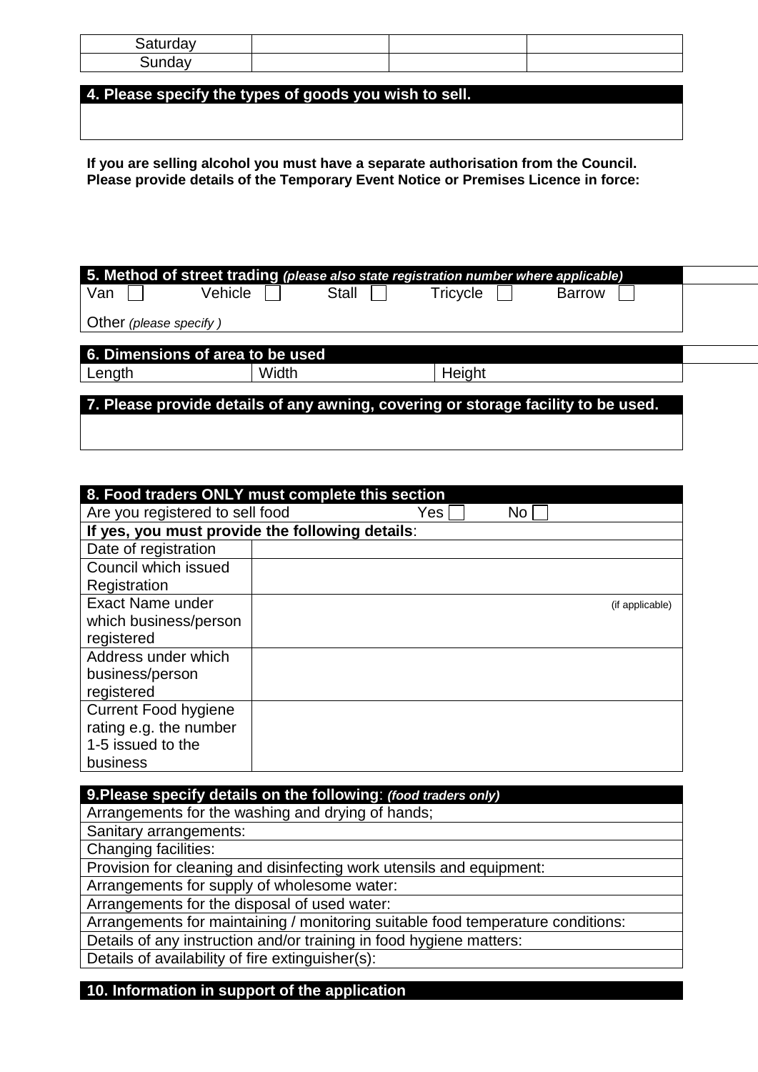| | | | |
|---|---|---|---|
| Saturday | | | |
| Sunday | | | |

## 4. Please specify the types of goods you wish to sell.

**If you are selling alcohol you must have a separate authorisation from the Council. Please provide details of the Temporary Event Notice or Premises Licence in force:**

## 5. Method of street trading *(please also state registration number where applicable)*

Van ☐ Vehicle ☐ Stall ☐ Tricycle ☐ Barrow ☐

Other *(please specify )*

## 6. Dimensions of area to be used

| Length | Width | Height |
|---|---|---|

## 7. Please provide details of any awning, covering or storage facility to be used.

## 8. Food traders ONLY must complete this section

Are you registered to sell food Yes ☐ No ☐

**If yes, you must provide the following details**:

| | |
|---|---|
| Date of registration | |
| Council which issued Registration | |
| Exact Name under which business/person registered | (if applicable) |
| Address under which business/person registered | |
| Current Food hygiene rating e.g. the number 1-5 issued to the business | |

## 9. Please specify details on the following: *(food traders only)*

Arrangements for the washing and drying of hands;

Sanitary arrangements:

Changing facilities:

Provision for cleaning and disinfecting work utensils and equipment:

Arrangements for supply of wholesome water:

Arrangements for the disposal of used water:

Arrangements for maintaining / monitoring suitable food temperature conditions:

Details of any instruction and/or training in food hygiene matters:

Details of availability of fire extinguisher(s):

## 10. Information in support of the application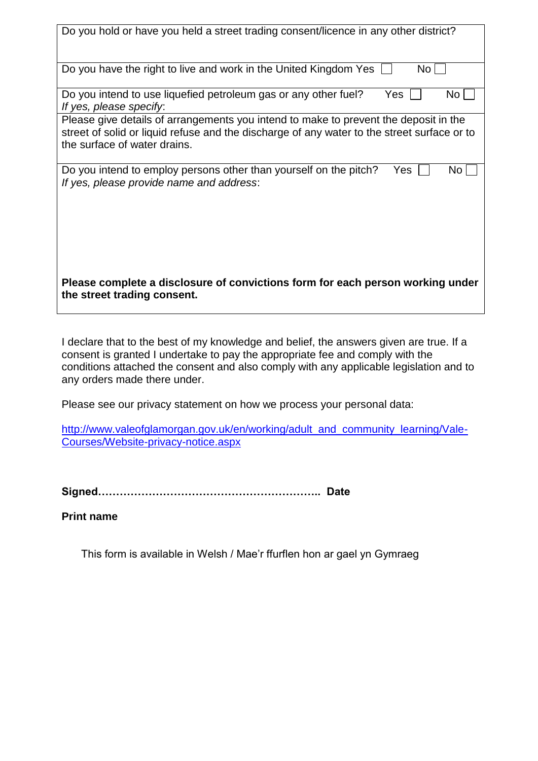| Do you hold or have you held a street trading consent/licence in any other district? |
|---|
| Do you have the right to live and work in the United Kingdom Yes ☐ No ☐ |
| Do you intend to use liquefied petroleum gas or any other fuel? Yes ☐ No ☐ <br> *If yes, please specify*: |
| Please give details of arrangements you intend to make to prevent the deposit in the street of solid or liquid refuse and the discharge of any water to the street surface or to the surface of water drains. |
| Do you intend to employ persons other than yourself on the pitch? Yes ☐ No ☐ <br> *If yes, please provide name and address*: <br><br><br><br> **Please complete a disclosure of convictions form for each person working under the street trading consent.** |

I declare that to the best of my knowledge and belief, the answers given are true. If a consent is granted I undertake to pay the appropriate fee and comply with the conditions attached the consent and also comply with any applicable legislation and to any orders made there under.

Please see our privacy statement on how we process your personal data:

[http://www.valeofglamorgan.gov.uk/en/working/adult_and_community_learning/Vale-Courses/Website-privacy-notice.aspx](http://www.valeofglamorgan.gov.uk/en/working/adult_and_community_learning/Vale-Courses/Website-privacy-notice.aspx)

**Signed…………………………………………………….. Date**

**Print name**

This form is available in Welsh / Mae'r ffurflen hon ar gael yn Gymraeg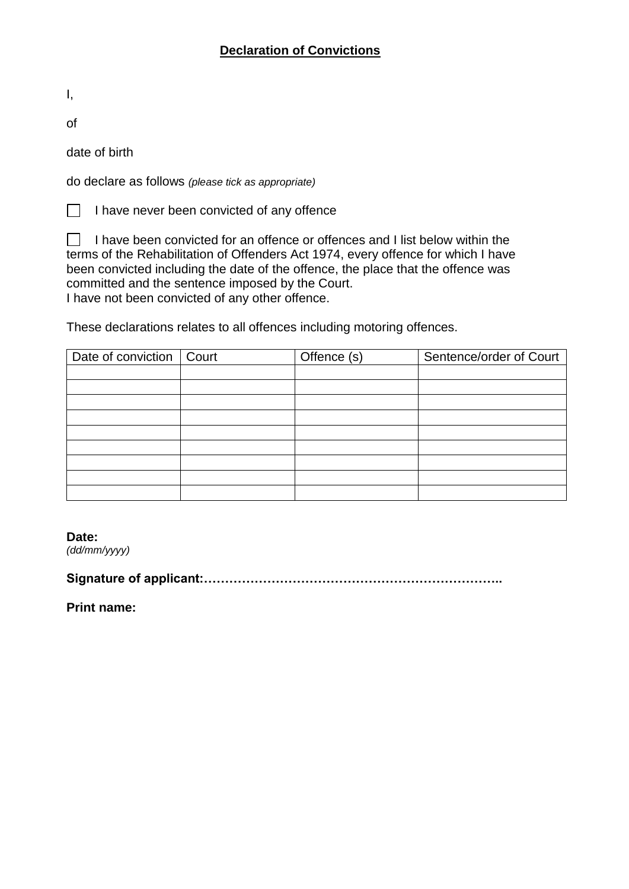**Declaration of Convictions**

I,

of

date of birth

do declare as follows *(please tick as appropriate)*

☐ I have never been convicted of any offence

☐ I have been convicted for an offence or offences and I list below within the terms of the Rehabilitation of Offenders Act 1974, every offence for which I have been convicted including the date of the offence, the place that the offence was committed and the sentence imposed by the Court.
I have not been convicted of any other offence.

These declarations relates to all offences including motoring offences.

| Date of conviction | Court | Offence (s) | Sentence/order of Court |
|---|---|---|---|
| | | | |
| | | | |
| | | | |
| | | | |
| | | | |
| | | | |
| | | | |
| | | | |
| | | | |

**Date:**
*(dd/mm/yyyy)*

**Signature of applicant:……………………………………………………………..**

**Print name:**